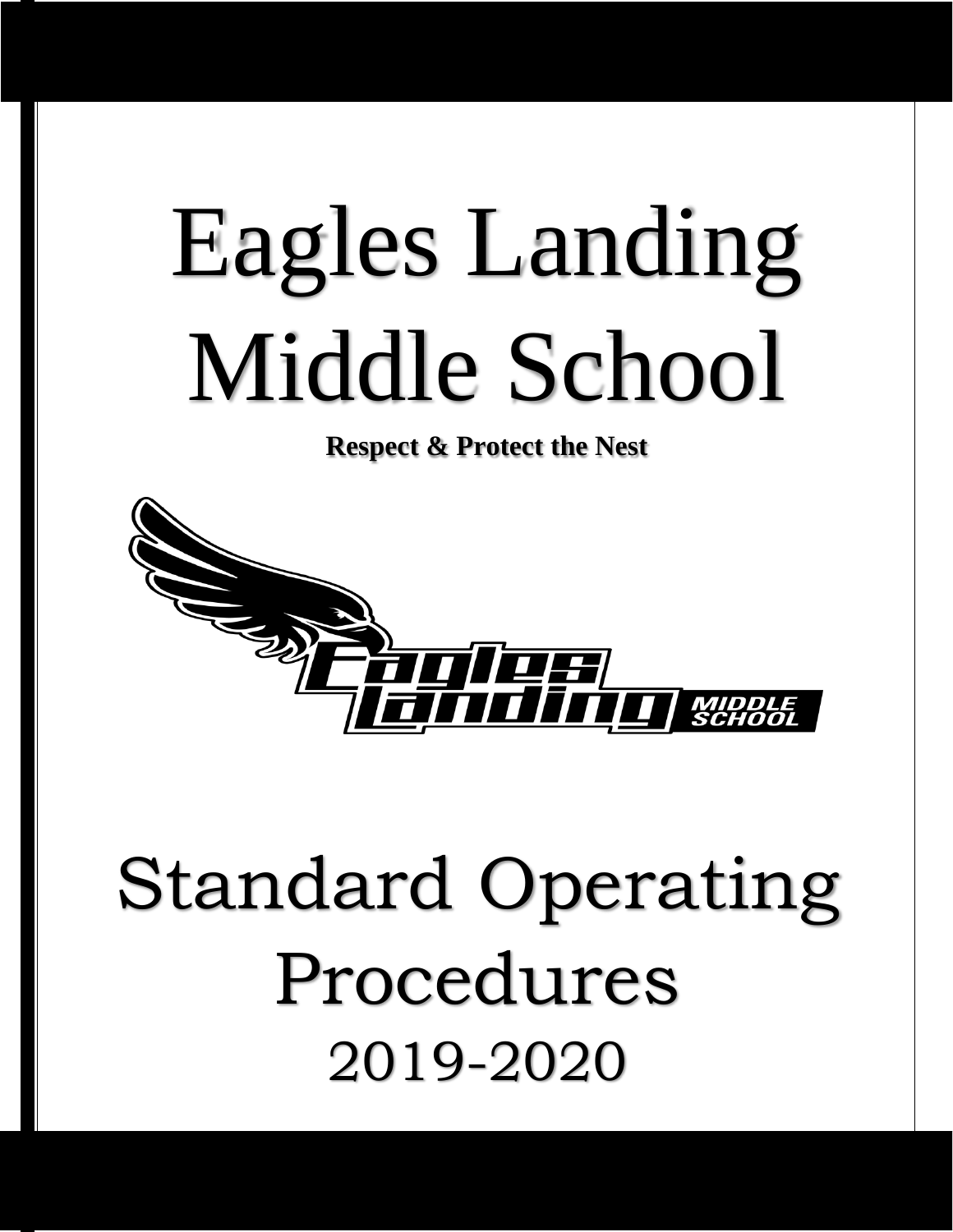# Eagles Landing Middle School

**Respect & Protect the Nest**

# Standard Operating Procedures

## 2019-2020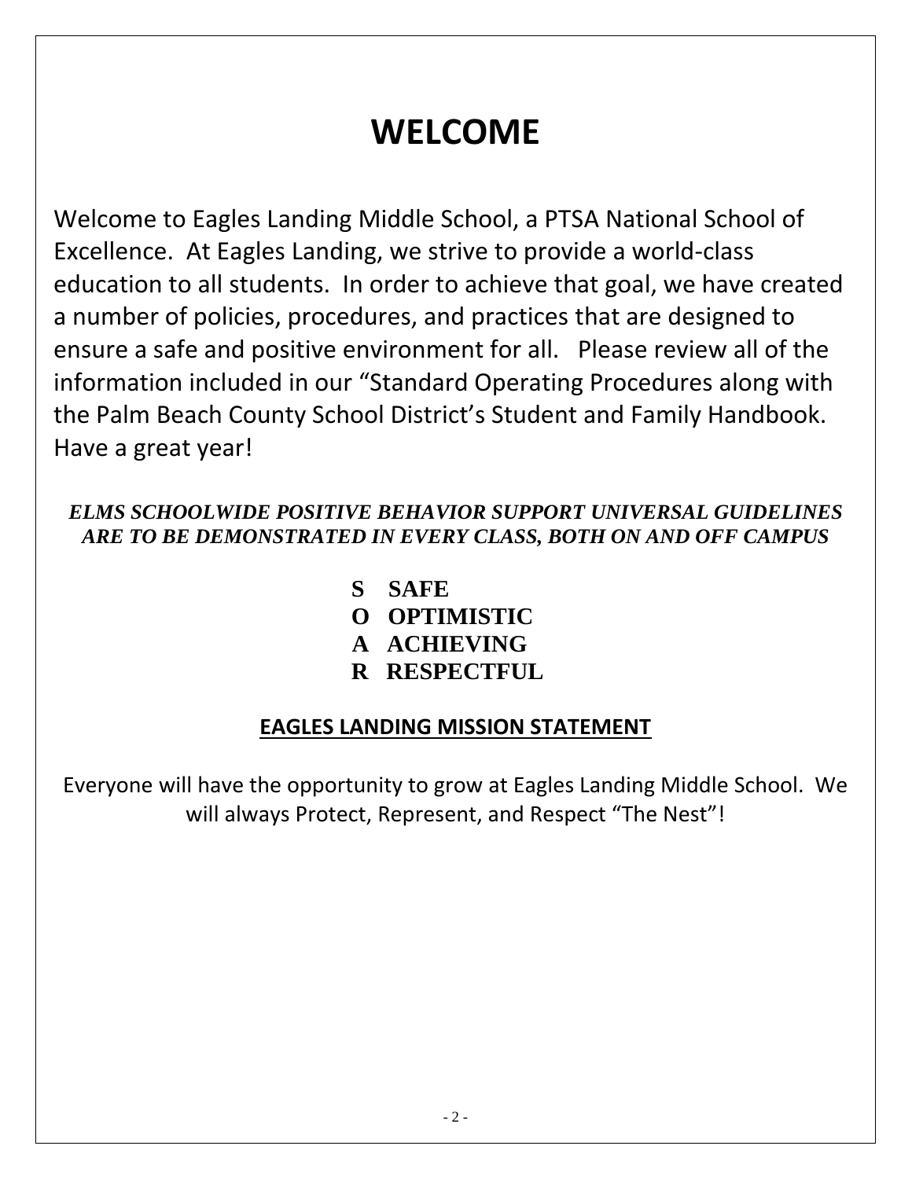# WELCOME

Welcome to Eagles Landing Middle School, a PTSA National School of Excellence. At Eagles Landing, we strive to provide a world-class education to all students. In order to achieve that goal, we have created a number of policies, procedures, and practices that are designed to ensure a safe and positive environment for all. Please review all of the information included in our "Standard Operating Procedures along with the Palm Beach County School District's Student and Family Handbook. Have a great year!

***ELMS SCHOOLWIDE POSITIVE BEHAVIOR SUPPORT UNIVERSAL GUIDELINES ARE TO BE DEMONSTRATED IN EVERY CLASS, BOTH ON AND OFF CAMPUS***

**S SAFE**
**O OPTIMISTIC**
**A ACHIEVING**
**R RESPECTFUL**

## EAGLES LANDING MISSION STATEMENT

Everyone will have the opportunity to grow at Eagles Landing Middle School. We will always Protect, Represent, and Respect "The Nest"!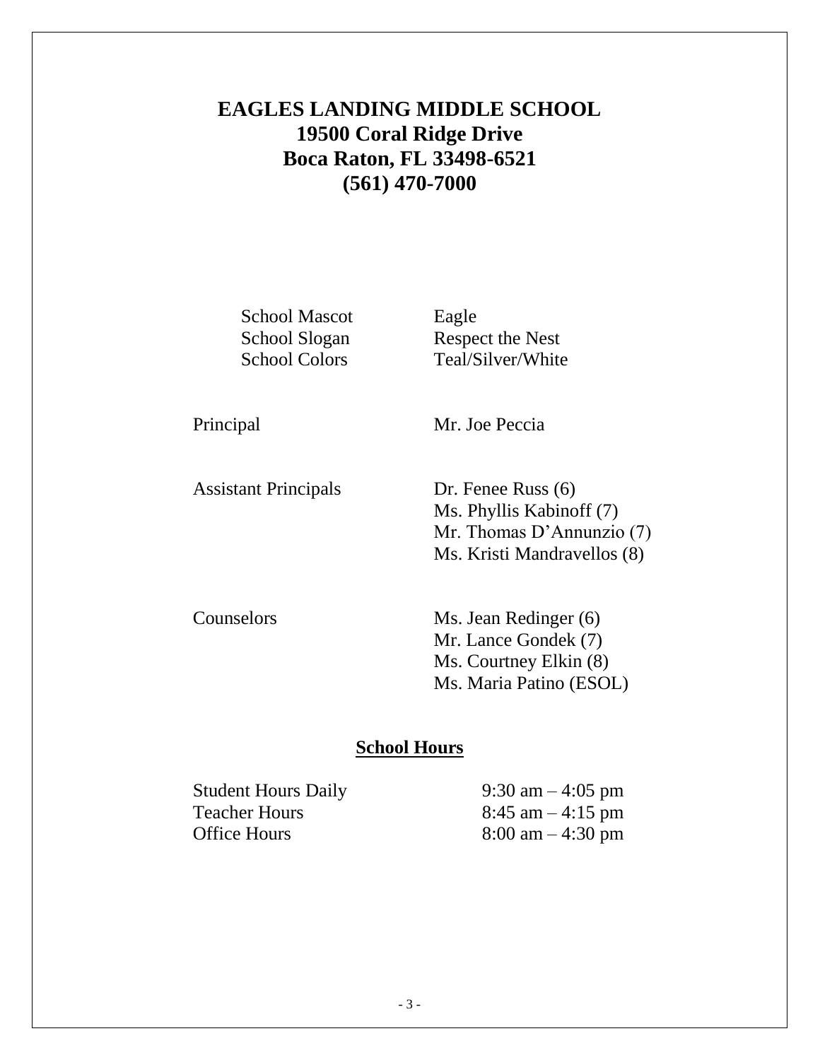# EAGLES LANDING MIDDLE SCHOOL

**19500 Coral Ridge Drive**
**Boca Raton, FL 33498-6521**
**(561) 470-7000**

| | |
|---|---|
| School Mascot | Eagle |
| School Slogan | Respect the Nest |
| School Colors | Teal/Silver/White |

| | |
|---|---|
| Principal | Mr. Joe Peccia |
| Assistant Principals | Dr. Fenee Russ (6) |
| | Ms. Phyllis Kabinoff (7) |
| | Mr. Thomas D'Annunzio (7) |
| | Ms. Kristi Mandravellos (8) |
| Counselors | Ms. Jean Redinger (6) |
| | Mr. Lance Gondek (7) |
| | Ms. Courtney Elkin (8) |
| | Ms. Maria Patino (ESOL) |

## School Hours

| | |
|---|---|
| Student Hours Daily | 9:30 am – 4:05 pm |
| Teacher Hours | 8:45 am – 4:15 pm |
| Office Hours | 8:00 am – 4:30 pm |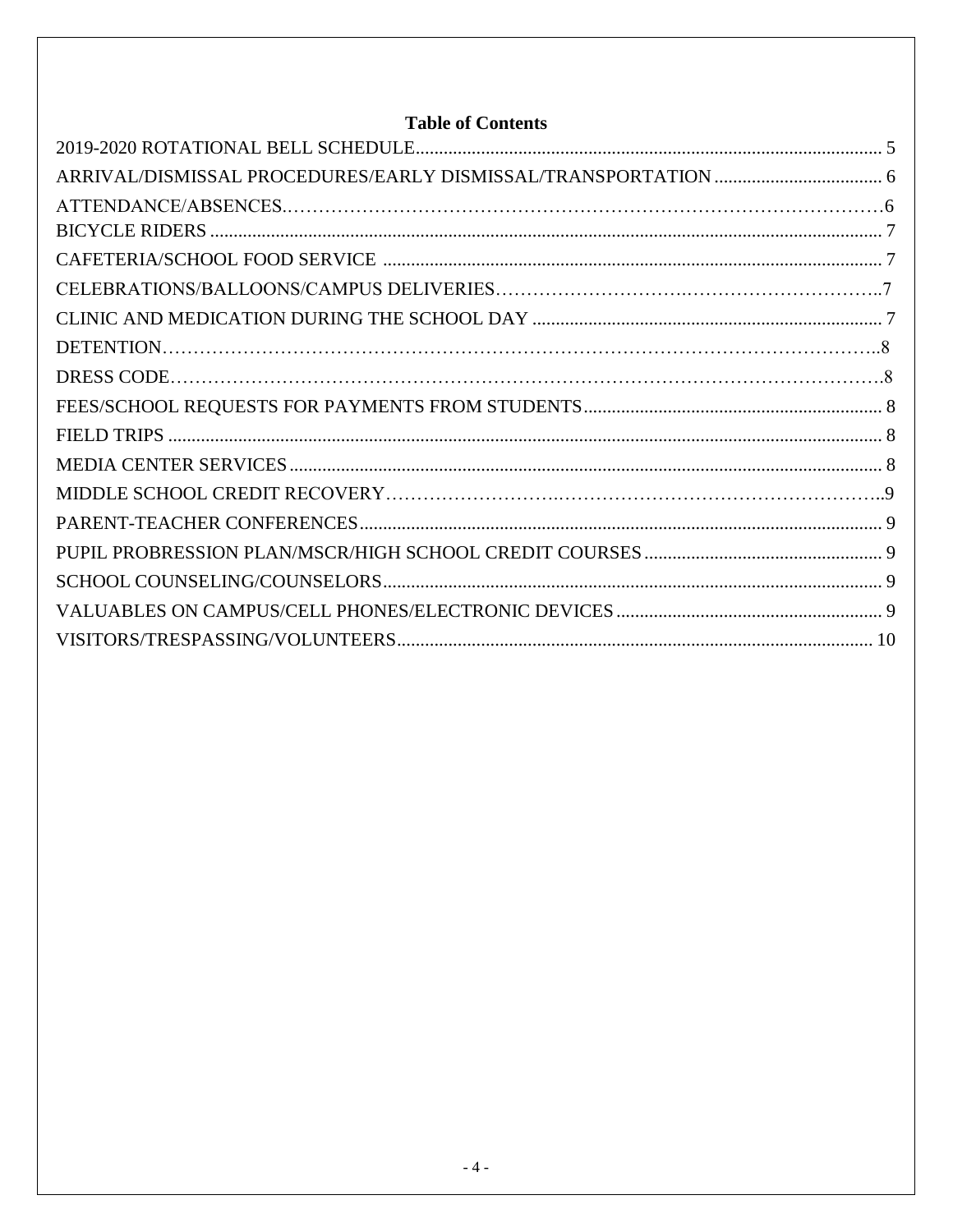## Table of Contents

2019-2020 ROTATIONAL BELL SCHEDULE.................................................... 5
ARRIVAL/DISMISSAL PROCEDURES/EARLY DISMISSAL/TRANSPORTATION .......................... 6
ATTENDANCE/ABSENCES.…………………………………………………………………………………6
BICYCLE RIDERS ............................................................................... 7
CAFETERIA/SCHOOL FOOD SERVICE ........................................................... 7
CELEBRATIONS/BALLOONS/CAMPUS DELIVERIES……………………….…………………………..7
CLINIC AND MEDICATION DURING THE SCHOOL DAY ............................................ 7
DETENTION……………………………………………………………………………………………..8
DRESS CODE……………………………………………………………………………………………….8
FEES/SCHOOL REQUESTS FOR PAYMENTS FROM STUDENTS ........................................ 8
FIELD TRIPS ................................................................................... 8
MEDIA CENTER SERVICES ....................................................................... 8
MIDDLE SCHOOL CREDIT RECOVERY……………………….……………………………………..9
PARENT-TEACHER CONFERENCES .................................................................. 9
PUPIL PROBRESSION PLAN/MSCR/HIGH SCHOOL CREDIT COURSES ................................. 9
SCHOOL COUNSELING/COUNSELORS .................................................................. 9
VALUABLES ON CAMPUS/CELL PHONES/ELECTRONIC DEVICES ........................................ 9
VISITORS/TRESPASSING/VOLUNTEERS .............................................................. 10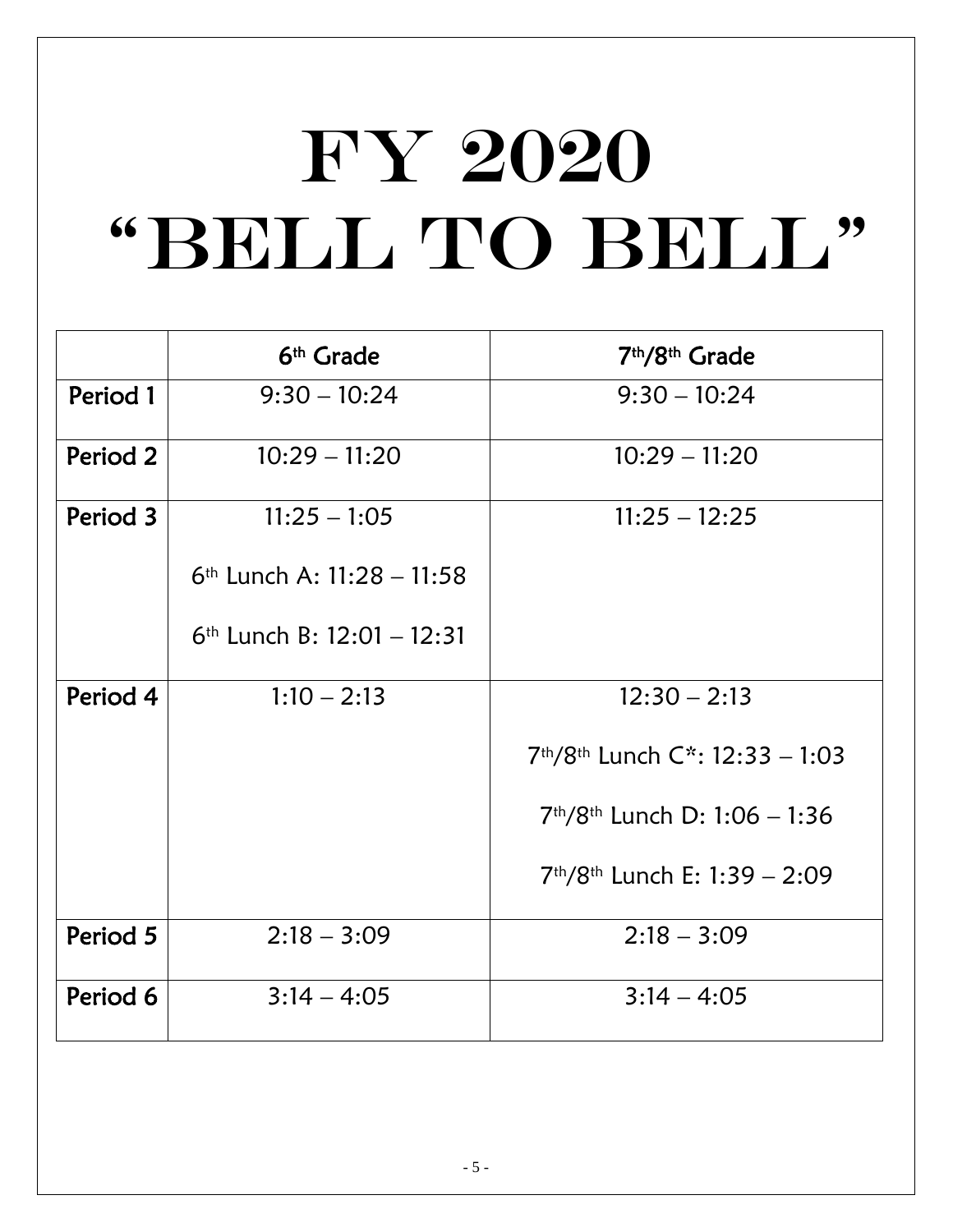# FY 2020 "BELL TO BELL"

| | 6th Grade | 7th/8th Grade |
|---|---|---|
| Period 1 | 9:30 – 10:24 | 9:30 – 10:24 |
| Period 2 | 10:29 – 11:20 | 10:29 – 11:20 |
| Period 3 | 11:25 – 1:05<br>6th Lunch A: 11:28 – 11:58<br>6th Lunch B: 12:01 – 12:31 | 11:25 – 12:25 |
| Period 4 | 1:10 – 2:13 | 12:30 – 2:13<br>7th/8th Lunch C*: 12:33 – 1:03<br>7th/8th Lunch D: 1:06 – 1:36<br>7th/8th Lunch E: 1:39 – 2:09 |
| Period 5 | 2:18 – 3:09 | 2:18 – 3:09 |
| Period 6 | 3:14 – 4:05 | 3:14 – 4:05 |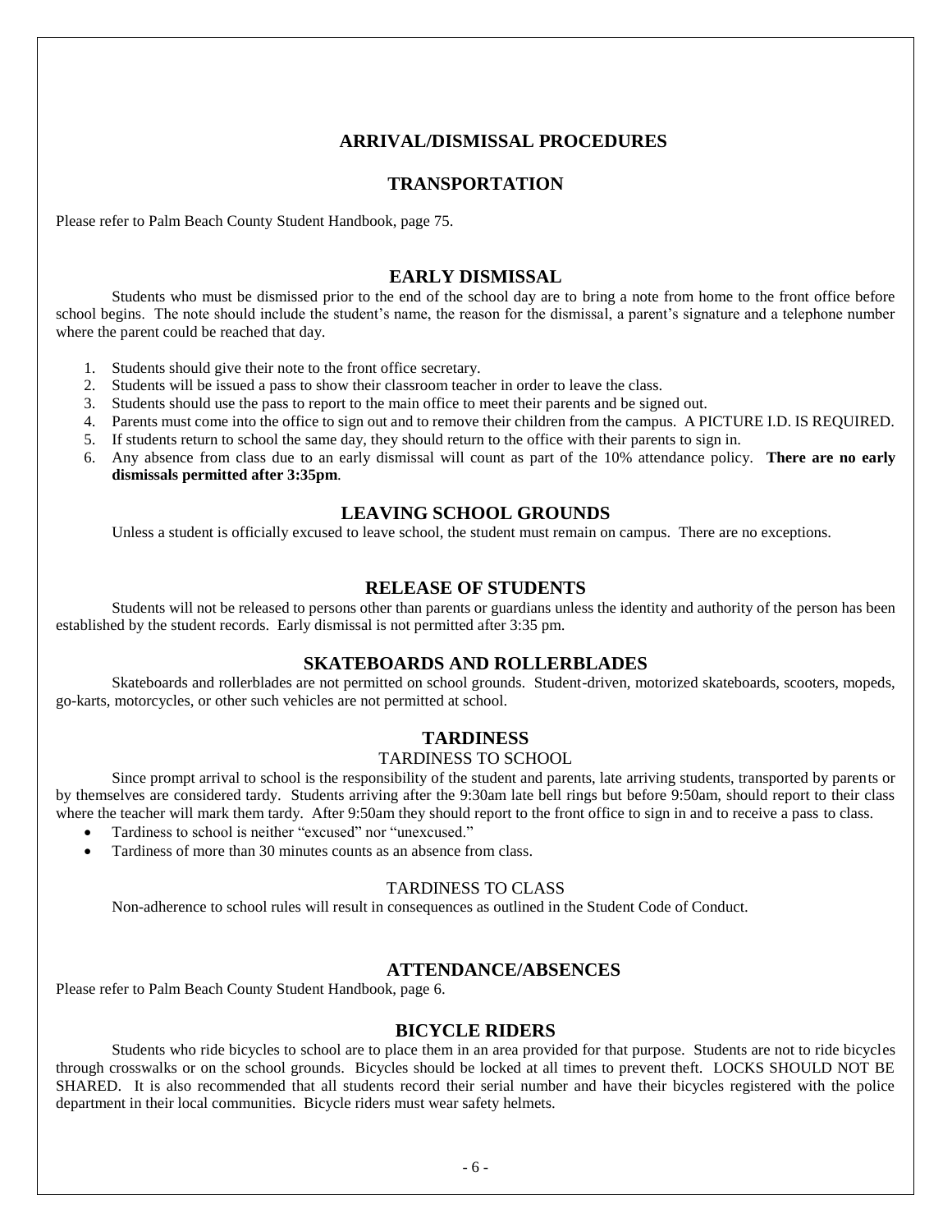# ARRIVAL/DISMISSAL PROCEDURES

## TRANSPORTATION

Please refer to Palm Beach County Student Handbook, page 75.

## EARLY DISMISSAL

Students who must be dismissed prior to the end of the school day are to bring a note from home to the front office before school begins. The note should include the student's name, the reason for the dismissal, a parent's signature and a telephone number where the parent could be reached that day.

1. Students should give their note to the front office secretary.
2. Students will be issued a pass to show their classroom teacher in order to leave the class.
3. Students should use the pass to report to the main office to meet their parents and be signed out.
4. Parents must come into the office to sign out and to remove their children from the campus. A PICTURE I.D. IS REQUIRED.
5. If students return to school the same day, they should return to the office with their parents to sign in.
6. Any absence from class due to an early dismissal will count as part of the 10% attendance policy. **There are no early dismissals permitted after 3:35pm**.

## LEAVING SCHOOL GROUNDS

Unless a student is officially excused to leave school, the student must remain on campus. There are no exceptions.

## RELEASE OF STUDENTS

Students will not be released to persons other than parents or guardians unless the identity and authority of the person has been established by the student records. Early dismissal is not permitted after 3:35 pm.

## SKATEBOARDS AND ROLLERBLADES

Skateboards and rollerblades are not permitted on school grounds. Student-driven, motorized skateboards, scooters, mopeds, go-karts, motorcycles, or other such vehicles are not permitted at school.

## TARDINESS

### TARDINESS TO SCHOOL

Since prompt arrival to school is the responsibility of the student and parents, late arriving students, transported by parents or by themselves are considered tardy. Students arriving after the 9:30am late bell rings but before 9:50am, should report to their class where the teacher will mark them tardy. After 9:50am they should report to the front office to sign in and to receive a pass to class.

- Tardiness to school is neither "excused" nor "unexcused."
- Tardiness of more than 30 minutes counts as an absence from class.

### TARDINESS TO CLASS

Non-adherence to school rules will result in consequences as outlined in the Student Code of Conduct.

## ATTENDANCE/ABSENCES

Please refer to Palm Beach County Student Handbook, page 6.

## BICYCLE RIDERS

Students who ride bicycles to school are to place them in an area provided for that purpose. Students are not to ride bicycles through crosswalks or on the school grounds. Bicycles should be locked at all times to prevent theft. LOCKS SHOULD NOT BE SHARED. It is also recommended that all students record their serial number and have their bicycles registered with the police department in their local communities. Bicycle riders must wear safety helmets.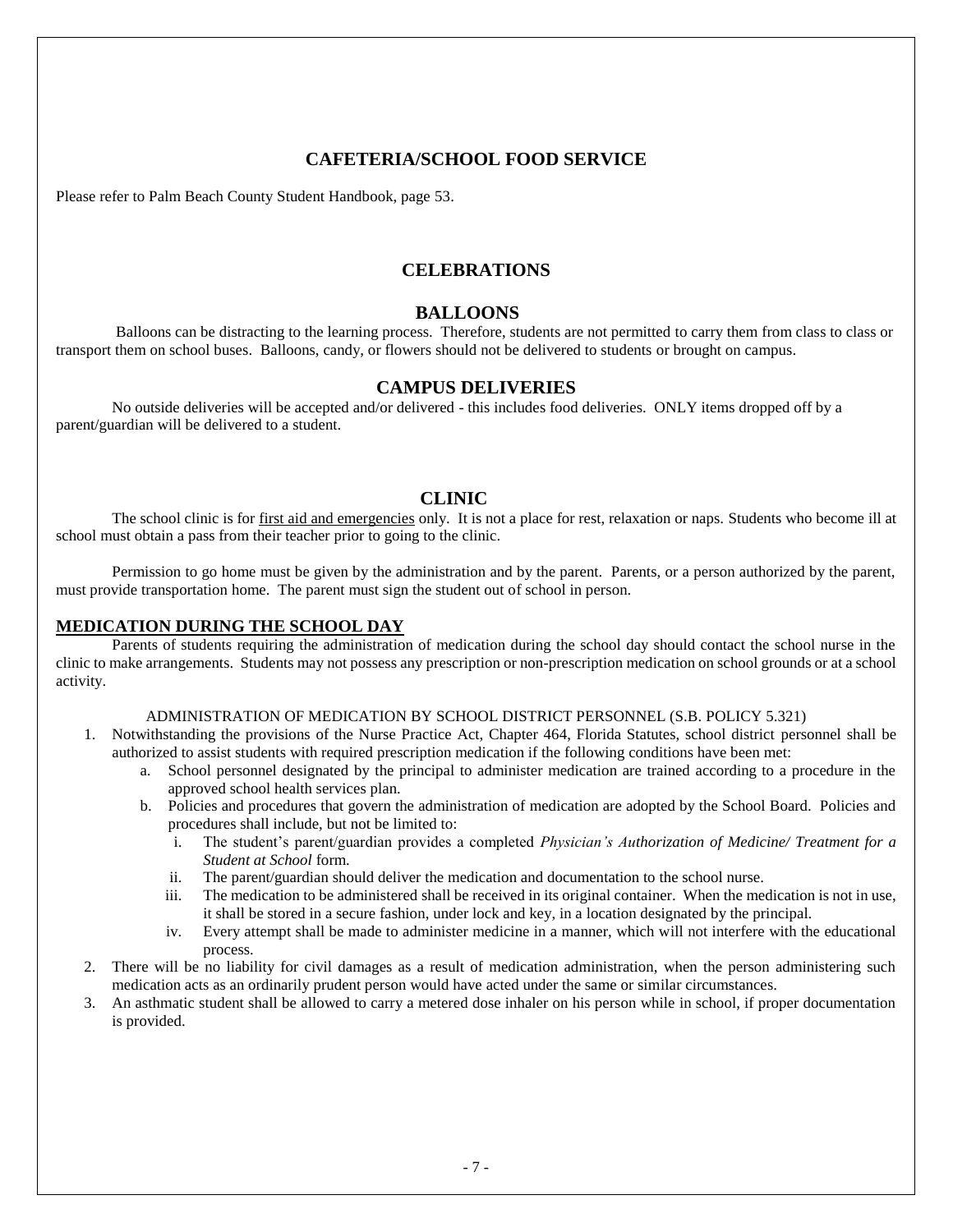## CAFETERIA/SCHOOL FOOD SERVICE

Please refer to Palm Beach County Student Handbook, page 53.

## CELEBRATIONS

### BALLOONS

Balloons can be distracting to the learning process. Therefore, students are not permitted to carry them from class to class or transport them on school buses. Balloons, candy, or flowers should not be delivered to students or brought on campus.

### CAMPUS DELIVERIES

No outside deliveries will be accepted and/or delivered - this includes food deliveries. ONLY items dropped off by a parent/guardian will be delivered to a student.

## CLINIC

The school clinic is for <u>first aid and emergencies</u> only. It is not a place for rest, relaxation or naps. Students who become ill at school must obtain a pass from their teacher prior to going to the clinic.

Permission to go home must be given by the administration and by the parent. Parents, or a person authorized by the parent, must provide transportation home. The parent must sign the student out of school in person.

### MEDICATION DURING THE SCHOOL DAY

Parents of students requiring the administration of medication during the school day should contact the school nurse in the clinic to make arrangements. Students may not possess any prescription or non-prescription medication on school grounds or at a school activity.

ADMINISTRATION OF MEDICATION BY SCHOOL DISTRICT PERSONNEL (S.B. POLICY 5.321)

1. Notwithstanding the provisions of the Nurse Practice Act, Chapter 464, Florida Statutes, school district personnel shall be authorized to assist students with required prescription medication if the following conditions have been met:
   a. School personnel designated by the principal to administer medication are trained according to a procedure in the approved school health services plan.
   b. Policies and procedures that govern the administration of medication are adopted by the School Board. Policies and procedures shall include, but not be limited to:
      i. The student's parent/guardian provides a completed *Physician's Authorization of Medicine/ Treatment for a Student at School* form.
      ii. The parent/guardian should deliver the medication and documentation to the school nurse.
      iii. The medication to be administered shall be received in its original container. When the medication is not in use, it shall be stored in a secure fashion, under lock and key, in a location designated by the principal.
      iv. Every attempt shall be made to administer medicine in a manner, which will not interfere with the educational process.
2. There will be no liability for civil damages as a result of medication administration, when the person administering such medication acts as an ordinarily prudent person would have acted under the same or similar circumstances.
3. An asthmatic student shall be allowed to carry a metered dose inhaler on his person while in school, if proper documentation is provided.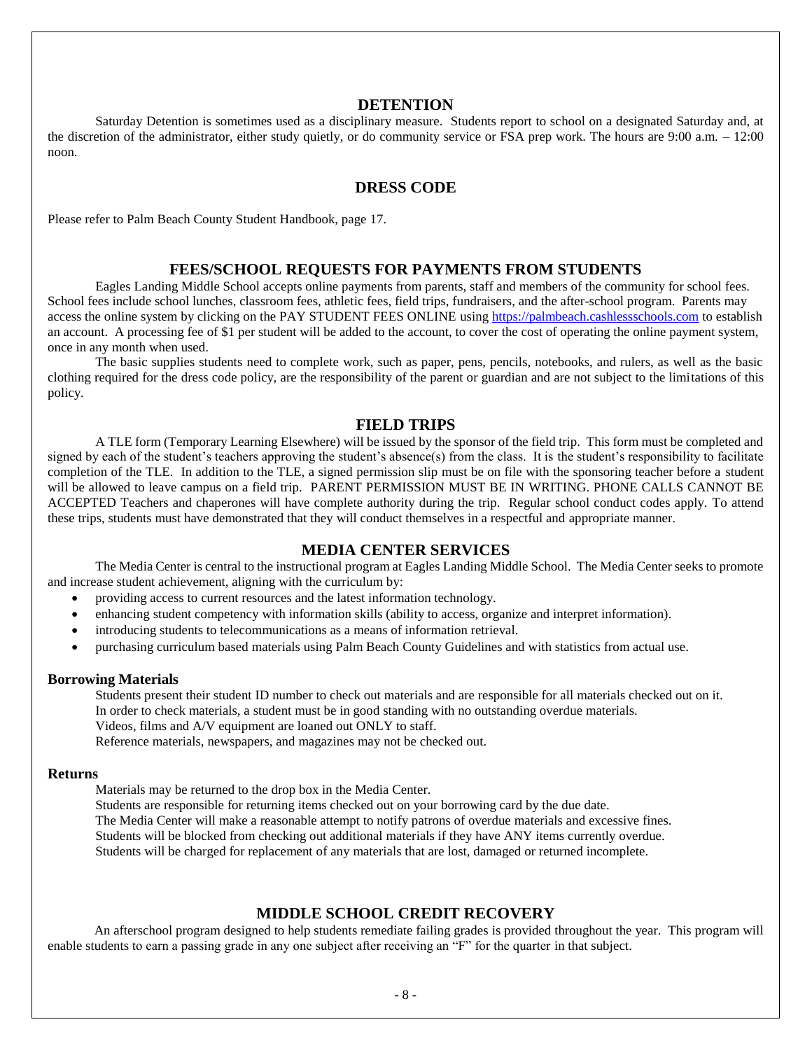## DETENTION

Saturday Detention is sometimes used as a disciplinary measure. Students report to school on a designated Saturday and, at the discretion of the administrator, either study quietly, or do community service or FSA prep work. The hours are 9:00 a.m. – 12:00 noon.

## DRESS CODE

Please refer to Palm Beach County Student Handbook, page 17.

## FEES/SCHOOL REQUESTS FOR PAYMENTS FROM STUDENTS

Eagles Landing Middle School accepts online payments from parents, staff and members of the community for school fees. School fees include school lunches, classroom fees, athletic fees, field trips, fundraisers, and the after-school program. Parents may access the online system by clicking on the PAY STUDENT FEES ONLINE using [https://palmbeach.cashlessschools.com](https://palmbeach.cashlessschools.com) to establish an account. A processing fee of $1 per student will be added to the account, to cover the cost of operating the online payment system, once in any month when used.

The basic supplies students need to complete work, such as paper, pens, pencils, notebooks, and rulers, as well as the basic clothing required for the dress code policy, are the responsibility of the parent or guardian and are not subject to the limitations of this policy.

## FIELD TRIPS

A TLE form (Temporary Learning Elsewhere) will be issued by the sponsor of the field trip. This form must be completed and signed by each of the student's teachers approving the student's absence(s) from the class. It is the student's responsibility to facilitate completion of the TLE. In addition to the TLE, a signed permission slip must be on file with the sponsoring teacher before a student will be allowed to leave campus on a field trip. PARENT PERMISSION MUST BE IN WRITING. PHONE CALLS CANNOT BE ACCEPTED Teachers and chaperones will have complete authority during the trip. Regular school conduct codes apply. To attend these trips, students must have demonstrated that they will conduct themselves in a respectful and appropriate manner.

## MEDIA CENTER SERVICES

The Media Center is central to the instructional program at Eagles Landing Middle School. The Media Center seeks to promote and increase student achievement, aligning with the curriculum by:

- providing access to current resources and the latest information technology.
- enhancing student competency with information skills (ability to access, organize and interpret information).
- introducing students to telecommunications as a means of information retrieval.
- purchasing curriculum based materials using Palm Beach County Guidelines and with statistics from actual use.

### Borrowing Materials

Students present their student ID number to check out materials and are responsible for all materials checked out on it.
In order to check materials, a student must be in good standing with no outstanding overdue materials.
Videos, films and A/V equipment are loaned out ONLY to staff.
Reference materials, newspapers, and magazines may not be checked out.

### Returns

Materials may be returned to the drop box in the Media Center.
Students are responsible for returning items checked out on your borrowing card by the due date.
The Media Center will make a reasonable attempt to notify patrons of overdue materials and excessive fines.
Students will be blocked from checking out additional materials if they have ANY items currently overdue.
Students will be charged for replacement of any materials that are lost, damaged or returned incomplete.

## MIDDLE SCHOOL CREDIT RECOVERY

An afterschool program designed to help students remediate failing grades is provided throughout the year. This program will enable students to earn a passing grade in any one subject after receiving an "F" for the quarter in that subject.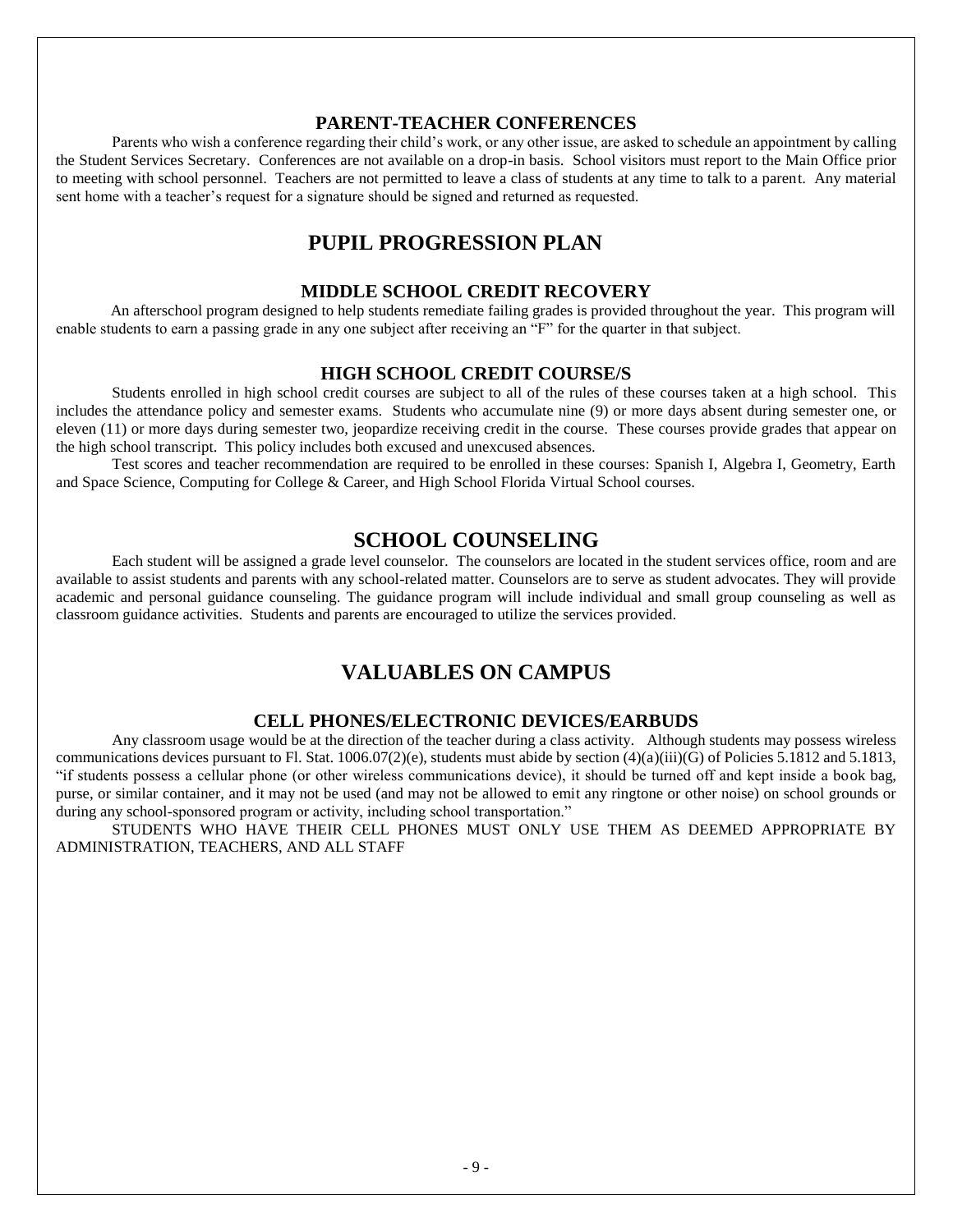### PARENT-TEACHER CONFERENCES

Parents who wish a conference regarding their child's work, or any other issue, are asked to schedule an appointment by calling the Student Services Secretary. Conferences are not available on a drop-in basis. School visitors must report to the Main Office prior to meeting with school personnel. Teachers are not permitted to leave a class of students at any time to talk to a parent. Any material sent home with a teacher's request for a signature should be signed and returned as requested.

## PUPIL PROGRESSION PLAN

### MIDDLE SCHOOL CREDIT RECOVERY

An afterschool program designed to help students remediate failing grades is provided throughout the year. This program will enable students to earn a passing grade in any one subject after receiving an "F" for the quarter in that subject.

### HIGH SCHOOL CREDIT COURSE/S

Students enrolled in high school credit courses are subject to all of the rules of these courses taken at a high school. This includes the attendance policy and semester exams. Students who accumulate nine (9) or more days absent during semester one, or eleven (11) or more days during semester two, jeopardize receiving credit in the course. These courses provide grades that appear on the high school transcript. This policy includes both excused and unexcused absences.

Test scores and teacher recommendation are required to be enrolled in these courses: Spanish I, Algebra I, Geometry, Earth and Space Science, Computing for College & Career, and High School Florida Virtual School courses.

## SCHOOL COUNSELING

Each student will be assigned a grade level counselor. The counselors are located in the student services office, room and are available to assist students and parents with any school-related matter. Counselors are to serve as student advocates. They will provide academic and personal guidance counseling. The guidance program will include individual and small group counseling as well as classroom guidance activities. Students and parents are encouraged to utilize the services provided.

## VALUABLES ON CAMPUS

### CELL PHONES/ELECTRONIC DEVICES/EARBUDS

Any classroom usage would be at the direction of the teacher during a class activity. Although students may possess wireless communications devices pursuant to Fl. Stat. 1006.07(2)(e), students must abide by section (4)(a)(iii)(G) of Policies 5.1812 and 5.1813, "if students possess a cellular phone (or other wireless communications device), it should be turned off and kept inside a book bag, purse, or similar container, and it may not be used (and may not be allowed to emit any ringtone or other noise) on school grounds or during any school-sponsored program or activity, including school transportation."

STUDENTS WHO HAVE THEIR CELL PHONES MUST ONLY USE THEM AS DEEMED APPROPRIATE BY ADMINISTRATION, TEACHERS, AND ALL STAFF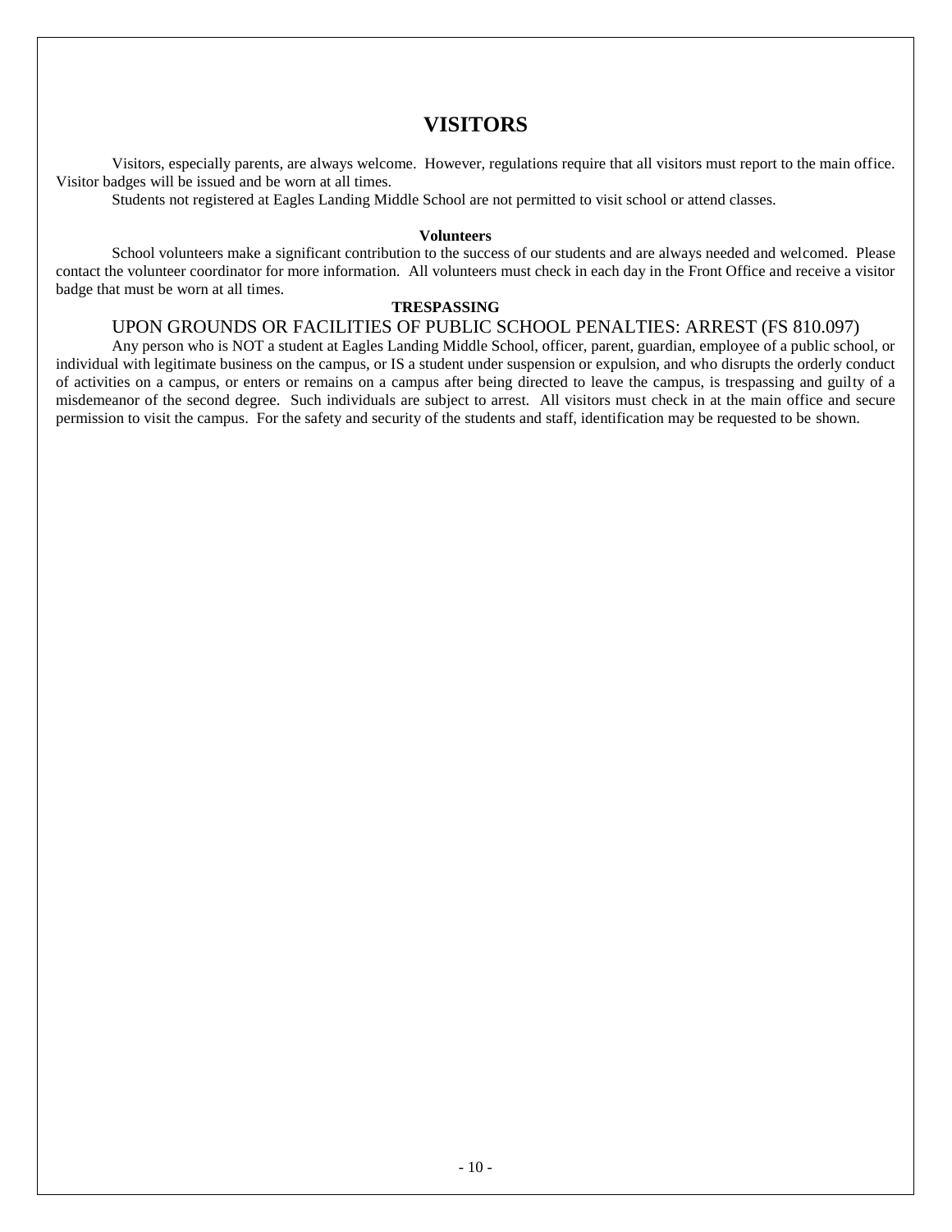# VISITORS

Visitors, especially parents, are always welcome. However, regulations require that all visitors must report to the main office. Visitor badges will be issued and be worn at all times.

Students not registered at Eagles Landing Middle School are not permitted to visit school or attend classes.

### Volunteers

School volunteers make a significant contribution to the success of our students and are always needed and welcomed. Please contact the volunteer coordinator for more information. All volunteers must check in each day in the Front Office and receive a visitor badge that must be worn at all times.

### TRESPASSING

UPON GROUNDS OR FACILITIES OF PUBLIC SCHOOL PENALTIES: ARREST (FS 810.097)

Any person who is NOT a student at Eagles Landing Middle School, officer, parent, guardian, employee of a public school, or individual with legitimate business on the campus, or IS a student under suspension or expulsion, and who disrupts the orderly conduct of activities on a campus, or enters or remains on a campus after being directed to leave the campus, is trespassing and guilty of a misdemeanor of the second degree. Such individuals are subject to arrest. All visitors must check in at the main office and secure permission to visit the campus. For the safety and security of the students and staff, identification may be requested to be shown.